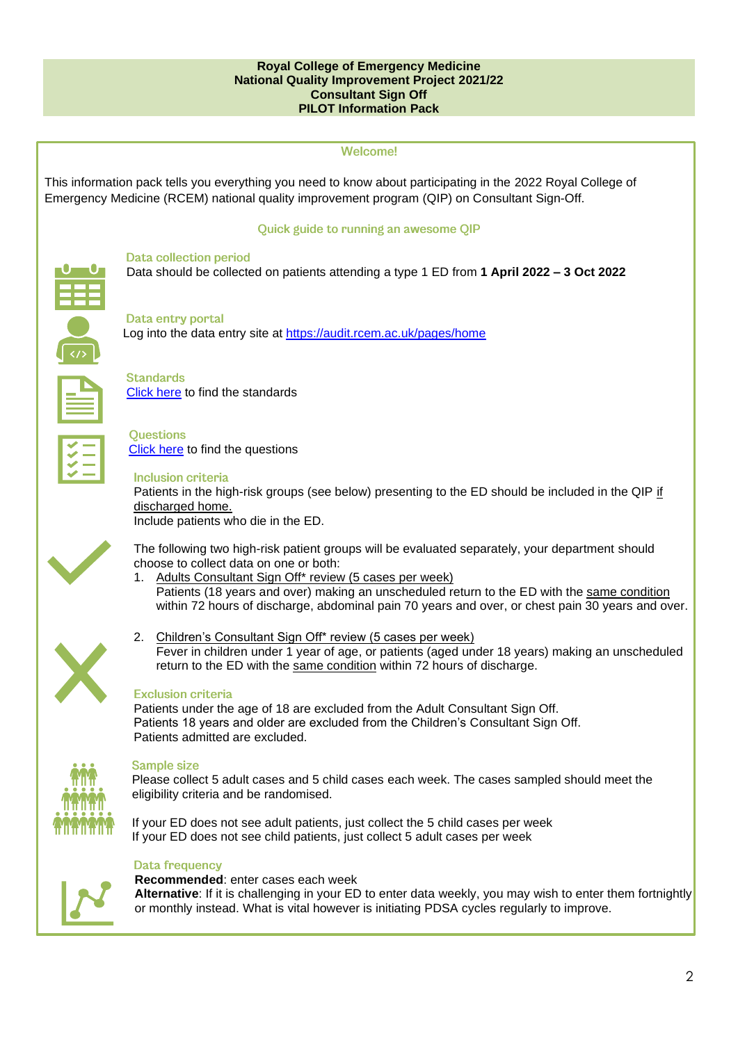**Royal College of Emergency Medicine**
**National Quality Improvement Project 2021/22**
**Consultant Sign Off**
**PILOT Information Pack**

## Welcome!

This information pack tells you everything you need to know about participating in the 2022 Royal College of Emergency Medicine (RCEM) national quality improvement program (QIP) on Consultant Sign-Off.

### Quick guide to running an awesome QIP

#### Data collection period

Data should be collected on patients attending a type 1 ED from **1 April 2022 – 3 Oct 2022**

#### Data entry portal

Log into the data entry site at https://audit.rcem.ac.uk/pages/home

#### Standards

Click here to find the standards

#### Questions

Click here to find the questions

#### Inclusion criteria

Patients in the high-risk groups (see below) presenting to the ED should be included in the QIP if discharged home.
Include patients who die in the ED.

The following two high-risk patient groups will be evaluated separately, your department should choose to collect data on one or both:

1. Adults Consultant Sign Off* review (5 cases per week)
   Patients (18 years and over) making an unscheduled return to the ED with the same condition within 72 hours of discharge, abdominal pain 70 years and over, or chest pain 30 years and over.

2. Children's Consultant Sign Off* review (5 cases per week)
   Fever in children under 1 year of age, or patients (aged under 18 years) making an unscheduled return to the ED with the same condition within 72 hours of discharge.

#### Exclusion criteria

Patients under the age of 18 are excluded from the Adult Consultant Sign Off.
Patients 18 years and older are excluded from the Children's Consultant Sign Off.
Patients admitted are excluded.

#### Sample size

Please collect 5 adult cases and 5 child cases each week. The cases sampled should meet the eligibility criteria and be randomised.

If your ED does not see adult patients, just collect the 5 child cases per week
If your ED does not see child patients, just collect 5 adult cases per week

#### Data frequency

**Recommended**: enter cases each week
**Alternative**: If it is challenging in your ED to enter data weekly, you may wish to enter them fortnightly or monthly instead. What is vital however is initiating PDSA cycles regularly to improve.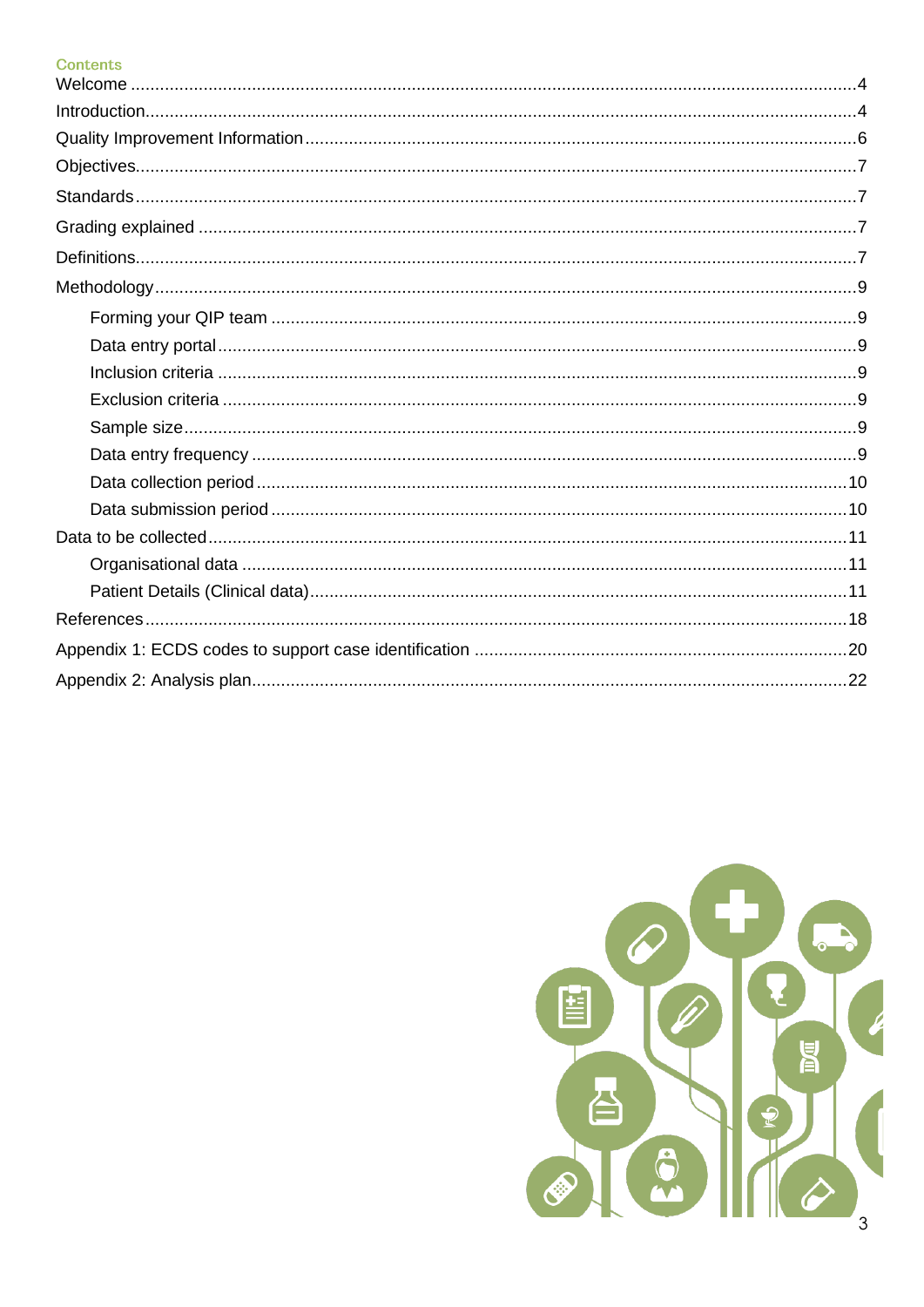## Contents

Welcome ....................................................................................................4
Introduction................................................................................................4
Quality Improvement Information................................................................6
Objectives...................................................................................................7
Standards...................................................................................................7
Grading explained ......................................................................................7
Definitions...................................................................................................7
Methodology...............................................................................................9

- Forming your QIP team ..............................................................................9
- Data entry portal.........................................................................................9
- Inclusion criteria .........................................................................................9
- Exclusion criteria ........................................................................................9
- Sample size................................................................................................9
- Data entry frequency ..................................................................................9
- Data collection period ................................................................................10
- Data submission period .............................................................................10

Data to be collected...................................................................................11

- Organisational data ...................................................................................11
- Patient Details (Clinical data).....................................................................11

References................................................................................................18
Appendix 1: ECDS codes to support case identification ...............................20
Appendix 2: Analysis plan...........................................................................22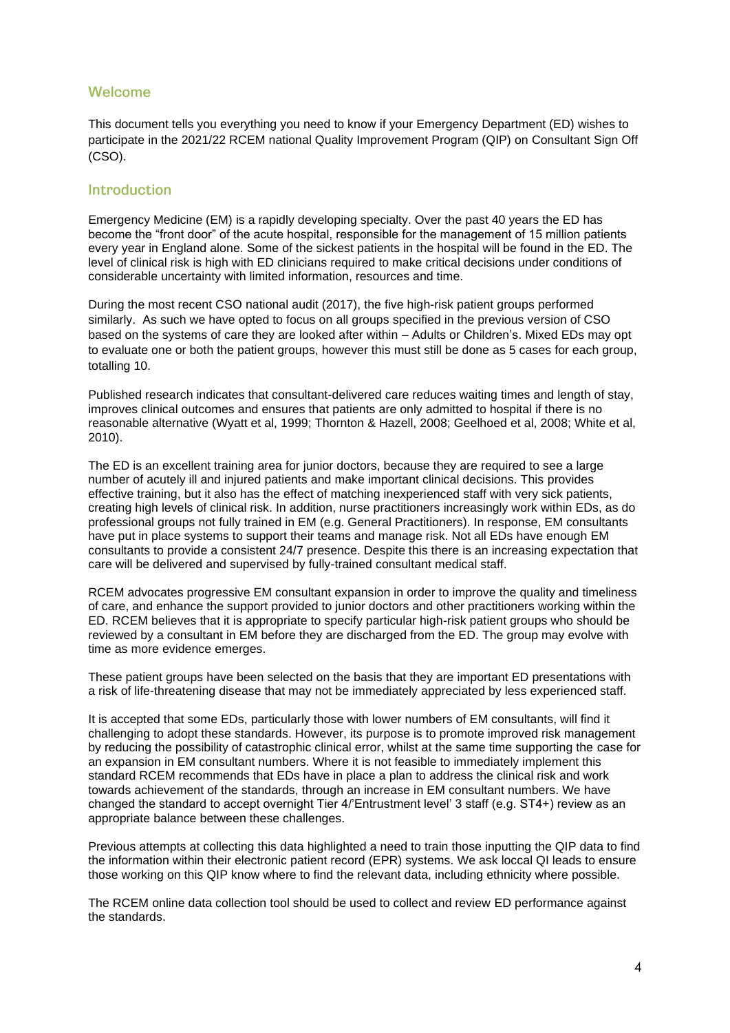## Welcome

This document tells you everything you need to know if your Emergency Department (ED) wishes to participate in the 2021/22 RCEM national Quality Improvement Program (QIP) on Consultant Sign Off (CSO).

## Introduction

Emergency Medicine (EM) is a rapidly developing specialty. Over the past 40 years the ED has become the "front door" of the acute hospital, responsible for the management of 15 million patients every year in England alone. Some of the sickest patients in the hospital will be found in the ED. The level of clinical risk is high with ED clinicians required to make critical decisions under conditions of considerable uncertainty with limited information, resources and time.

During the most recent CSO national audit (2017), the five high-risk patient groups performed similarly. As such we have opted to focus on all groups specified in the previous version of CSO based on the systems of care they are looked after within – Adults or Children's. Mixed EDs may opt to evaluate one or both the patient groups, however this must still be done as 5 cases for each group, totalling 10.

Published research indicates that consultant-delivered care reduces waiting times and length of stay, improves clinical outcomes and ensures that patients are only admitted to hospital if there is no reasonable alternative (Wyatt et al, 1999; Thornton & Hazell, 2008; Geelhoed et al, 2008; White et al, 2010).

The ED is an excellent training area for junior doctors, because they are required to see a large number of acutely ill and injured patients and make important clinical decisions. This provides effective training, but it also has the effect of matching inexperienced staff with very sick patients, creating high levels of clinical risk. In addition, nurse practitioners increasingly work within EDs, as do professional groups not fully trained in EM (e.g. General Practitioners). In response, EM consultants have put in place systems to support their teams and manage risk. Not all EDs have enough EM consultants to provide a consistent 24/7 presence. Despite this there is an increasing expectation that care will be delivered and supervised by fully-trained consultant medical staff.

RCEM advocates progressive EM consultant expansion in order to improve the quality and timeliness of care, and enhance the support provided to junior doctors and other practitioners working within the ED. RCEM believes that it is appropriate to specify particular high-risk patient groups who should be reviewed by a consultant in EM before they are discharged from the ED. The group may evolve with time as more evidence emerges.

These patient groups have been selected on the basis that they are important ED presentations with a risk of life-threatening disease that may not be immediately appreciated by less experienced staff.

It is accepted that some EDs, particularly those with lower numbers of EM consultants, will find it challenging to adopt these standards. However, its purpose is to promote improved risk management by reducing the possibility of catastrophic clinical error, whilst at the same time supporting the case for an expansion in EM consultant numbers. Where it is not feasible to immediately implement this standard RCEM recommends that EDs have in place a plan to address the clinical risk and work towards achievement of the standards, through an increase in EM consultant numbers. We have changed the standard to accept overnight Tier 4/'Entrustment level' 3 staff (e.g. ST4+) review as an appropriate balance between these challenges.

Previous attempts at collecting this data highlighted a need to train those inputting the QIP data to find the information within their electronic patient record (EPR) systems. We ask loccal QI leads to ensure those working on this QIP know where to find the relevant data, including ethnicity where possible.

The RCEM online data collection tool should be used to collect and review ED performance against the standards.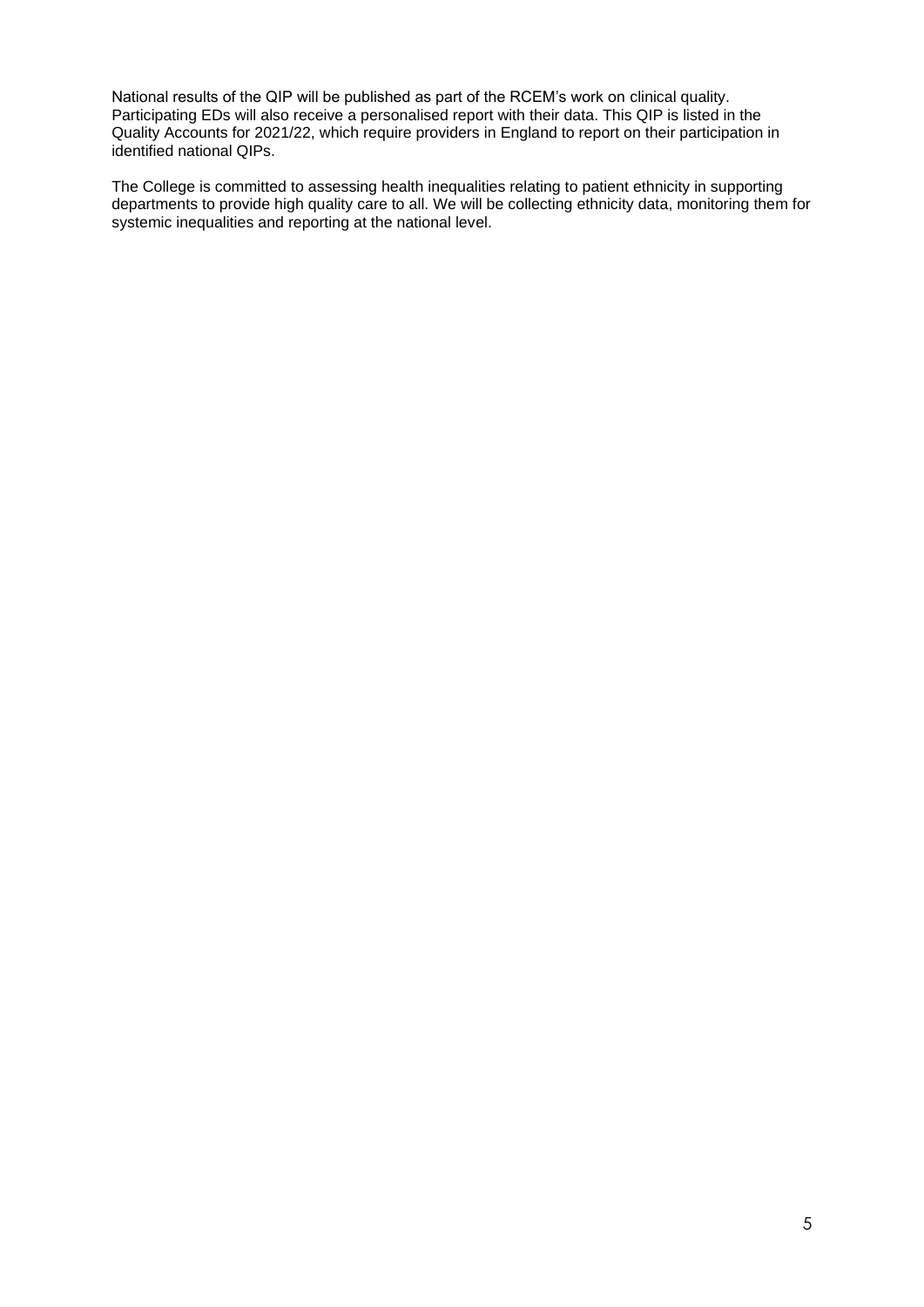National results of the QIP will be published as part of the RCEM's work on clinical quality. Participating EDs will also receive a personalised report with their data. This QIP is listed in the Quality Accounts for 2021/22, which require providers in England to report on their participation in identified national QIPs.

The College is committed to assessing health inequalities relating to patient ethnicity in supporting departments to provide high quality care to all. We will be collecting ethnicity data, monitoring them for systemic inequalities and reporting at the national level.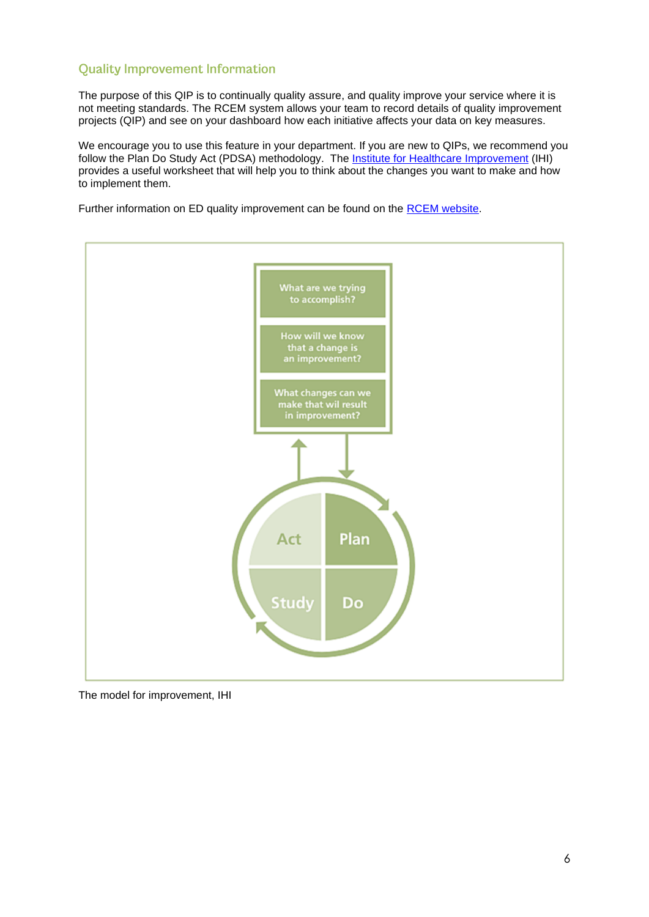## Quality Improvement Information

The purpose of this QIP is to continually quality assure, and quality improve your service where it is not meeting standards. The RCEM system allows your team to record details of quality improvement projects (QIP) and see on your dashboard how each initiative affects your data on key measures.

We encourage you to use this feature in your department. If you are new to QIPs, we recommend you follow the Plan Do Study Act (PDSA) methodology. The [Institute for Healthcare Improvement](#) (IHI) provides a useful worksheet that will help you to think about the changes you want to make and how to implement them.

Further information on ED quality improvement can be found on the [RCEM website](#).

What are we trying to accomplish?

How will we know that a change is an improvement?

What changes can we make that wil result in improvement?

Act | Plan | Study | Do

The model for improvement, IHI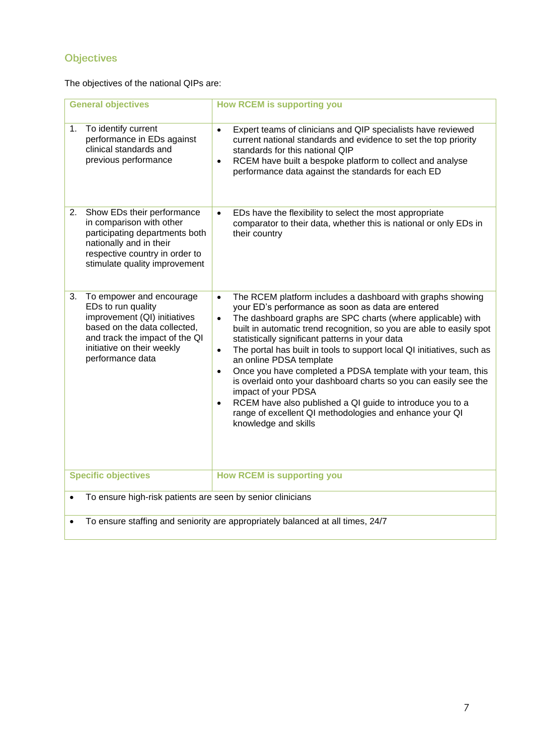## Objectives

The objectives of the national QIPs are:

| General objectives | How RCEM is supporting you |
|---|---|
| 1. To identify current performance in EDs against clinical standards and previous performance | • Expert teams of clinicians and QIP specialists have reviewed current national standards and evidence to set the top priority standards for this national QIP<br>• RCEM have built a bespoke platform to collect and analyse performance data against the standards for each ED |
| 2. Show EDs their performance in comparison with other participating departments both nationally and in their respective country in order to stimulate quality improvement | • EDs have the flexibility to select the most appropriate comparator to their data, whether this is national or only EDs in their country |
| 3. To empower and encourage EDs to run quality improvement (QI) initiatives based on the data collected, and track the impact of the QI initiative on their weekly performance data | • The RCEM platform includes a dashboard with graphs showing your ED's performance as soon as data are entered<br>• The dashboard graphs are SPC charts (where applicable) with built in automatic trend recognition, so you are able to easily spot statistically significant patterns in your data<br>• The portal has built in tools to support local QI initiatives, such as an online PDSA template<br>• Once you have completed a PDSA template with your team, this is overlaid onto your dashboard charts so you can easily see the impact of your PDSA<br>• RCEM have also published a QI guide to introduce you to a range of excellent QI methodologies and enhance your QI knowledge and skills |
| **Specific objectives** | **How RCEM is supporting you** |
| • To ensure high-risk patients are seen by senior clinicians | |
| • To ensure staffing and seniority are appropriately balanced at all times, 24/7 | |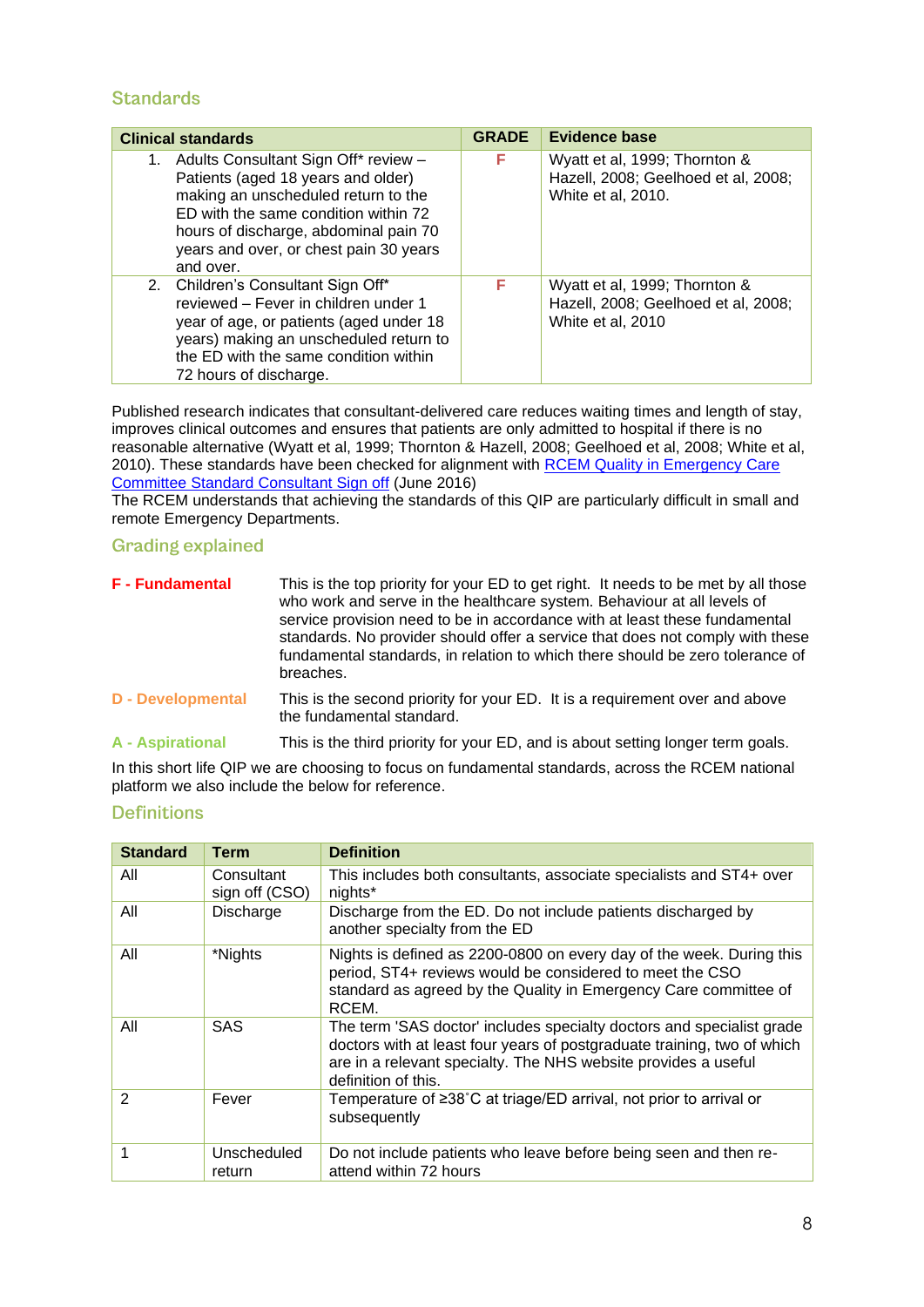## Standards

| Clinical standards | GRADE | Evidence base |
|---|---|---|
| 1. Adults Consultant Sign Off* review – Patients (aged 18 years and older) making an unscheduled return to the ED with the same condition within 72 hours of discharge, abdominal pain 70 years and over, or chest pain 30 years and over. | F | Wyatt et al, 1999; Thornton & Hazell, 2008; Geelhoed et al, 2008; White et al, 2010. |
| 2. Children's Consultant Sign Off* reviewed – Fever in children under 1 year of age, or patients (aged under 18 years) making an unscheduled return to the ED with the same condition within 72 hours of discharge. | F | Wyatt et al, 1999; Thornton & Hazell, 2008; Geelhoed et al, 2008; White et al, 2010 |

Published research indicates that consultant-delivered care reduces waiting times and length of stay, improves clinical outcomes and ensures that patients are only admitted to hospital if there is no reasonable alternative (Wyatt et al, 1999; Thornton & Hazell, 2008; Geelhoed et al, 2008; White et al, 2010). These standards have been checked for alignment with RCEM Quality in Emergency Care Committee Standard Consultant Sign off (June 2016)
The RCEM understands that achieving the standards of this QIP are particularly difficult in small and remote Emergency Departments.

## Grading explained

**F - Fundamental** This is the top priority for your ED to get right. It needs to be met by all those who work and serve in the healthcare system. Behaviour at all levels of service provision need to be in accordance with at least these fundamental standards. No provider should offer a service that does not comply with these fundamental standards, in relation to which there should be zero tolerance of breaches.

**D - Developmental** This is the second priority for your ED. It is a requirement over and above the fundamental standard.

**A - Aspirational** This is the third priority for your ED, and is about setting longer term goals.

In this short life QIP we are choosing to focus on fundamental standards, across the RCEM national platform we also include the below for reference.

## Definitions

| Standard | Term | Definition |
|---|---|---|
| All | Consultant sign off (CSO) | This includes both consultants, associate specialists and ST4+ over nights* |
| All | Discharge | Discharge from the ED. Do not include patients discharged by another specialty from the ED |
| All | *Nights | Nights is defined as 2200-0800 on every day of the week. During this period, ST4+ reviews would be considered to meet the CSO standard as agreed by the Quality in Emergency Care committee of RCEM. |
| All | SAS | The term 'SAS doctor' includes specialty doctors and specialist grade doctors with at least four years of postgraduate training, two of which are in a relevant specialty. The NHS website provides a useful definition of this. |
| 2 | Fever | Temperature of ≥38˚C at triage/ED arrival, not prior to arrival or subsequently |
| 1 | Unscheduled return | Do not include patients who leave before being seen and then re-attend within 72 hours |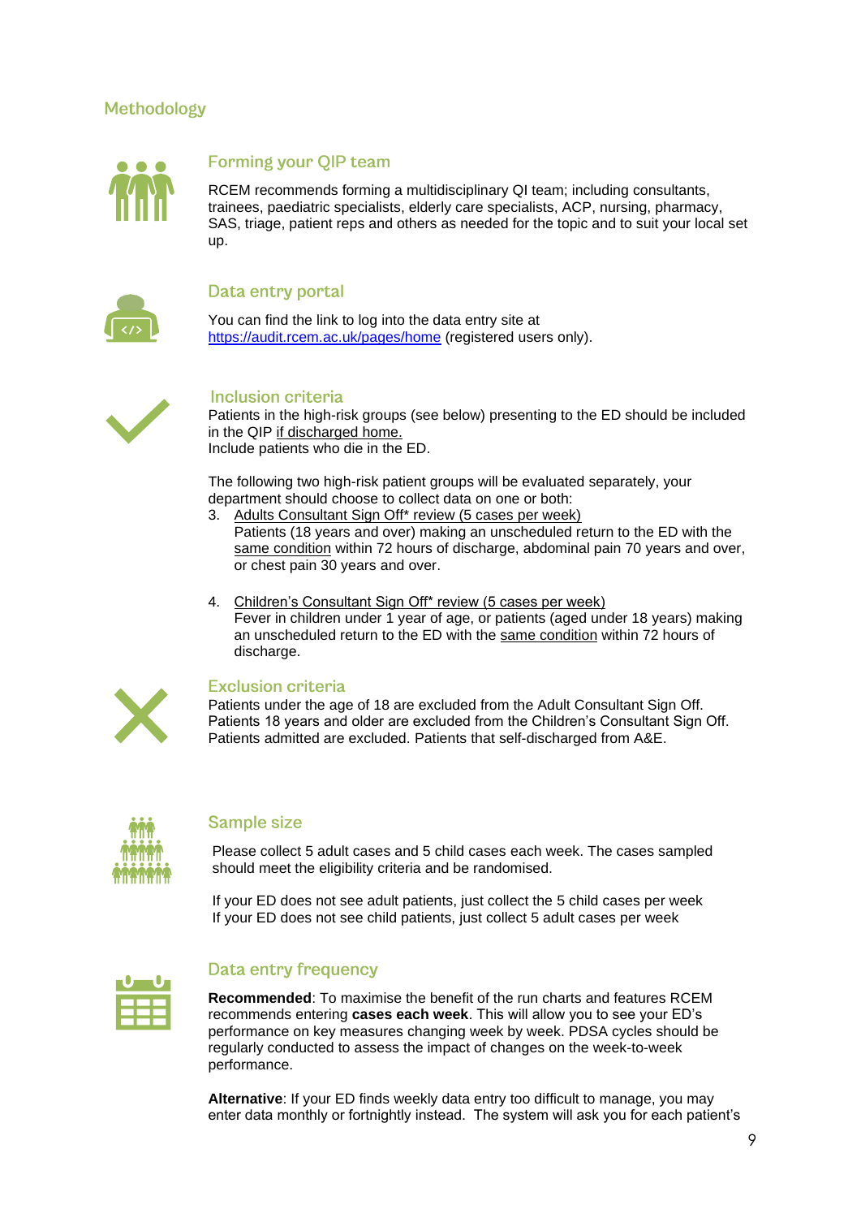## Methodology

### Forming your QIP team

RCEM recommends forming a multidisciplinary QI team; including consultants, trainees, paediatric specialists, elderly care specialists, ACP, nursing, pharmacy, SAS, triage, patient reps and others as needed for the topic and to suit your local set up.

### Data entry portal

You can find the link to log into the data entry site at https://audit.rcem.ac.uk/pages/home (registered users only).

### Inclusion criteria

Patients in the high-risk groups (see below) presenting to the ED should be included in the QIP if discharged home.
Include patients who die in the ED.

The following two high-risk patient groups will be evaluated separately, your department should choose to collect data on one or both:

3. Adults Consultant Sign Off* review (5 cases per week)
   Patients (18 years and over) making an unscheduled return to the ED with the same condition within 72 hours of discharge, abdominal pain 70 years and over, or chest pain 30 years and over.

4. Children's Consultant Sign Off* review (5 cases per week)
   Fever in children under 1 year of age, or patients (aged under 18 years) making an unscheduled return to the ED with the same condition within 72 hours of discharge.

### Exclusion criteria

Patients under the age of 18 are excluded from the Adult Consultant Sign Off.
Patients 18 years and older are excluded from the Children's Consultant Sign Off.
Patients admitted are excluded. Patients that self-discharged from A&E.

### Sample size

Please collect 5 adult cases and 5 child cases each week. The cases sampled should meet the eligibility criteria and be randomised.

If your ED does not see adult patients, just collect the 5 child cases per week
If your ED does not see child patients, just collect 5 adult cases per week

### Data entry frequency

**Recommended**: To maximise the benefit of the run charts and features RCEM recommends entering **cases each week**. This will allow you to see your ED's performance on key measures changing week by week. PDSA cycles should be regularly conducted to assess the impact of changes on the week-to-week performance.

**Alternative**: If your ED finds weekly data entry too difficult to manage, you may enter data monthly or fortnightly instead. The system will ask you for each patient's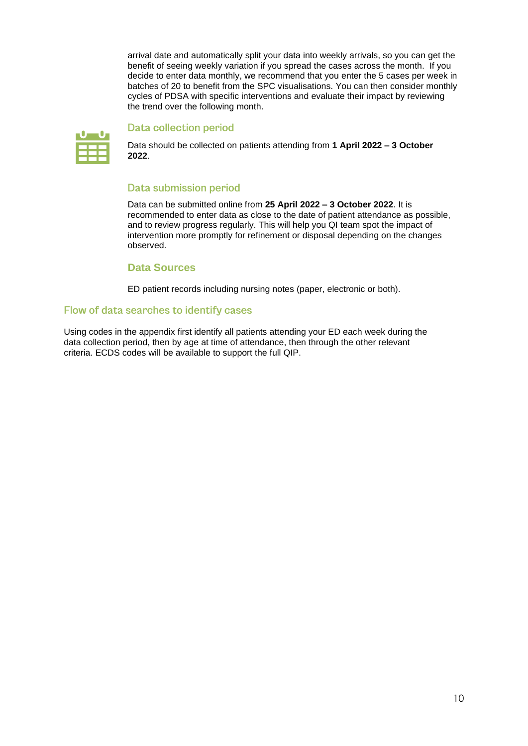arrival date and automatically split your data into weekly arrivals, so you can get the benefit of seeing weekly variation if you spread the cases across the month. If you decide to enter data monthly, we recommend that you enter the 5 cases per week in batches of 20 to benefit from the SPC visualisations. You can then consider monthly cycles of PDSA with specific interventions and evaluate their impact by reviewing the trend over the following month.

### Data collection period

Data should be collected on patients attending from **1 April 2022 – 3 October 2022**.

### Data submission period

Data can be submitted online from **25 April 2022 – 3 October 2022**. It is recommended to enter data as close to the date of patient attendance as possible, and to review progress regularly. This will help you QI team spot the impact of intervention more promptly for refinement or disposal depending on the changes observed.

### Data Sources

ED patient records including nursing notes (paper, electronic or both).

## Flow of data searches to identify cases

Using codes in the appendix first identify all patients attending your ED each week during the data collection period, then by age at time of attendance, then through the other relevant criteria. ECDS codes will be available to support the full QIP.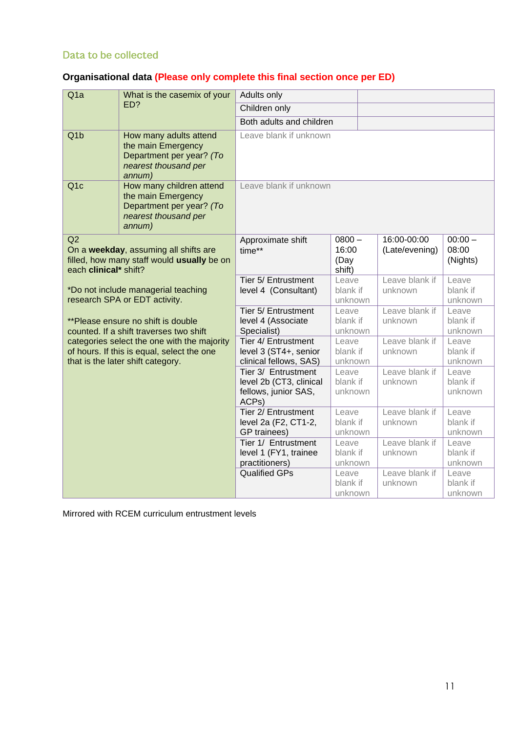## Data to be collected

**Organisational data (Please only complete this final section once per ED)**

| | | | | | |
|---|---|---|---|---|---|
| Q1a | What is the casemix of your ED? | Adults only | | | |
| | | Children only | | | |
| | | Both adults and children | | | |
| Q1b | How many adults attend the main Emergency Department per year? *(To nearest thousand per annum)* | Leave blank if unknown | | | |
| Q1c | How many children attend the main Emergency Department per year? *(To nearest thousand per annum)* | Leave blank if unknown | | | |
| Q2 | On a **weekday**, assuming all shifts are filled, how many staff would **usually** be on each **clinical*** shift?<br><br>*Do not include managerial teaching research SPA or EDT activity.<br><br>**Please ensure no shift is double counted. If a shift traverses two shift categories select the one with the majority of hours. If this is equal, select the one that is the later shift category. | Approximate shift time** | 0800 – 16:00 (Day shift) | 16:00-00:00 (Late/evening) | 00:00 – 08:00 (Nights) |
| | | Tier 5/ Entrustment level 4 (Consultant) | Leave blank if unknown | Leave blank if unknown | Leave blank if unknown |
| | | Tier 5/ Entrustment level 4 (Associate Specialist) | Leave blank if unknown | Leave blank if unknown | Leave blank if unknown |
| | | Tier 4/ Entrustment level 3 (ST4+, senior clinical fellows, SAS) | Leave blank if unknown | Leave blank if unknown | Leave blank if unknown |
| | | Tier 3/ Entrustment level 2b (CT3, clinical fellows, junior SAS, ACPs) | Leave blank if unknown | Leave blank if unknown | Leave blank if unknown |
| | | Tier 2/ Entrustment level 2a (F2, CT1-2, GP trainees) | Leave blank if unknown | Leave blank if unknown | Leave blank if unknown |
| | | Tier 1/ Entrustment level 1 (FY1, trainee practitioners) | Leave blank if unknown | Leave blank if unknown | Leave blank if unknown |
| | | Qualified GPs | Leave blank if unknown | Leave blank if unknown | Leave blank if unknown |

Mirrored with RCEM curriculum entrustment levels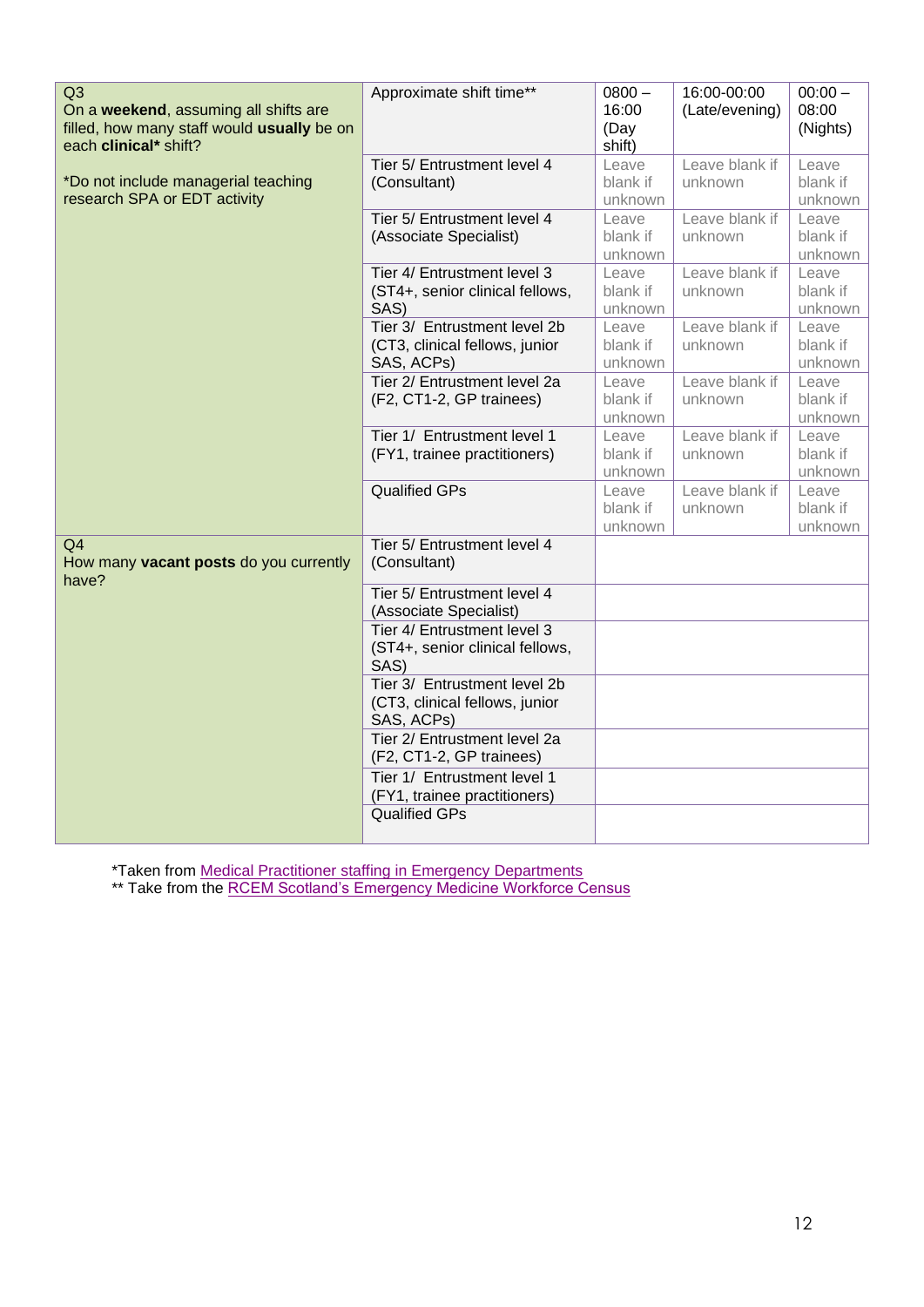| Q3<br>On a **weekend**, assuming all shifts are filled, how many staff would **usually** be on each **clinical*** shift?<br><br>*Do not include managerial teaching research SPA or EDT activity | Approximate shift time** | 0800 – 16:00 (Day shift) | 16:00-00:00 (Late/evening) | 00:00 – 08:00 (Nights) |
|---|---|---|---|---|
| | Tier 5/ Entrustment level 4 (Consultant) | Leave blank if unknown | Leave blank if unknown | Leave blank if unknown |
| | Tier 5/ Entrustment level 4 (Associate Specialist) | Leave blank if unknown | Leave blank if unknown | Leave blank if unknown |
| | Tier 4/ Entrustment level 3 (ST4+, senior clinical fellows, SAS) | Leave blank if unknown | Leave blank if unknown | Leave blank if unknown |
| | Tier 3/ Entrustment level 2b (CT3, clinical fellows, junior SAS, ACPs) | Leave blank if unknown | Leave blank if unknown | Leave blank if unknown |
| | Tier 2/ Entrustment level 2a (F2, CT1-2, GP trainees) | Leave blank if unknown | Leave blank if unknown | Leave blank if unknown |
| | Tier 1/ Entrustment level 1 (FY1, trainee practitioners) | Leave blank if unknown | Leave blank if unknown | Leave blank if unknown |
| | Qualified GPs | Leave blank if unknown | Leave blank if unknown | Leave blank if unknown |
| Q4<br>How many **vacant posts** do you currently have? | Tier 5/ Entrustment level 4 (Consultant) | | | |
| | Tier 5/ Entrustment level 4 (Associate Specialist) | | | |
| | Tier 4/ Entrustment level 3 (ST4+, senior clinical fellows, SAS) | | | |
| | Tier 3/ Entrustment level 2b (CT3, clinical fellows, junior SAS, ACPs) | | | |
| | Tier 2/ Entrustment level 2a (F2, CT1-2, GP trainees) | | | |
| | Tier 1/ Entrustment level 1 (FY1, trainee practitioners) | | | |
| | Qualified GPs | | | |

*Taken from Medical Practitioner staffing in Emergency Departments
** Take from the RCEM Scotland's Emergency Medicine Workforce Census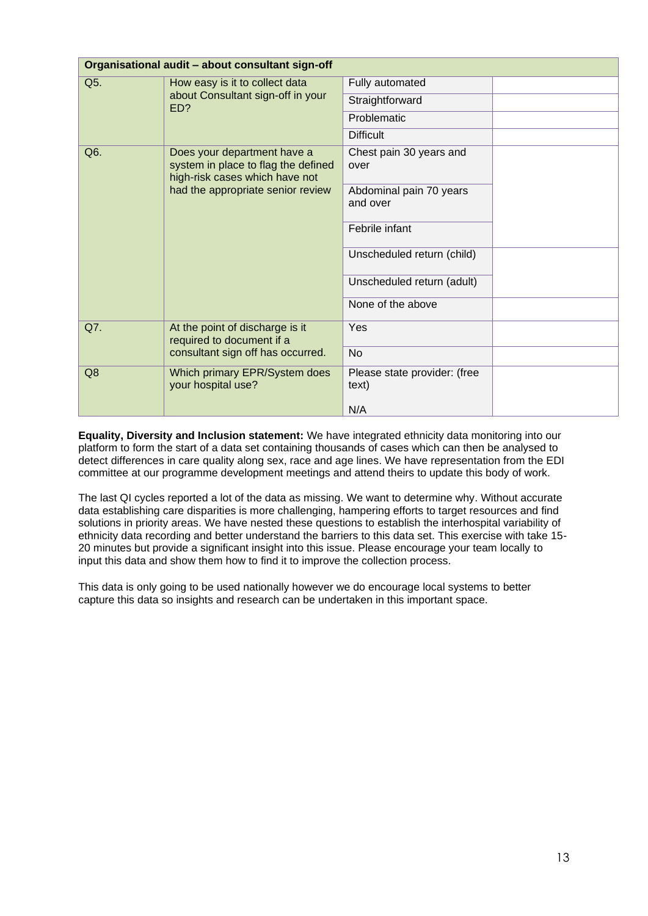| Organisational audit – about consultant sign-off | | | |
|---|---|---|---|
| Q5. | How easy is it to collect data about Consultant sign-off in your ED? | Fully automated | |
| | | Straightforward | |
| | | Problematic | |
| | | Difficult | |
| Q6. | Does your department have a system in place to flag the defined high-risk cases which have not had the appropriate senior review | Chest pain 30 years and over | |
| | | Abdominal pain 70 years and over | |
| | | Febrile infant | |
| | | Unscheduled return (child) | |
| | | Unscheduled return (adult) | |
| | | None of the above | |
| Q7. | At the point of discharge is it required to document if a consultant sign off has occurred. | Yes | |
| | | No | |
| Q8 | Which primary EPR/System does your hospital use? | Please state provider: (free text)<br><br>N/A | |

**Equality, Diversity and Inclusion statement:** We have integrated ethnicity data monitoring into our platform to form the start of a data set containing thousands of cases which can then be analysed to detect differences in care quality along sex, race and age lines. We have representation from the EDI committee at our programme development meetings and attend theirs to update this body of work.

The last QI cycles reported a lot of the data as missing. We want to determine why. Without accurate data establishing care disparities is more challenging, hampering efforts to target resources and find solutions in priority areas. We have nested these questions to establish the interhospital variability of ethnicity data recording and better understand the barriers to this data set. This exercise with take 15-20 minutes but provide a significant insight into this issue. Please encourage your team locally to input this data and show them how to find it to improve the collection process.

This data is only going to be used nationally however we do encourage local systems to better capture this data so insights and research can be undertaken in this important space.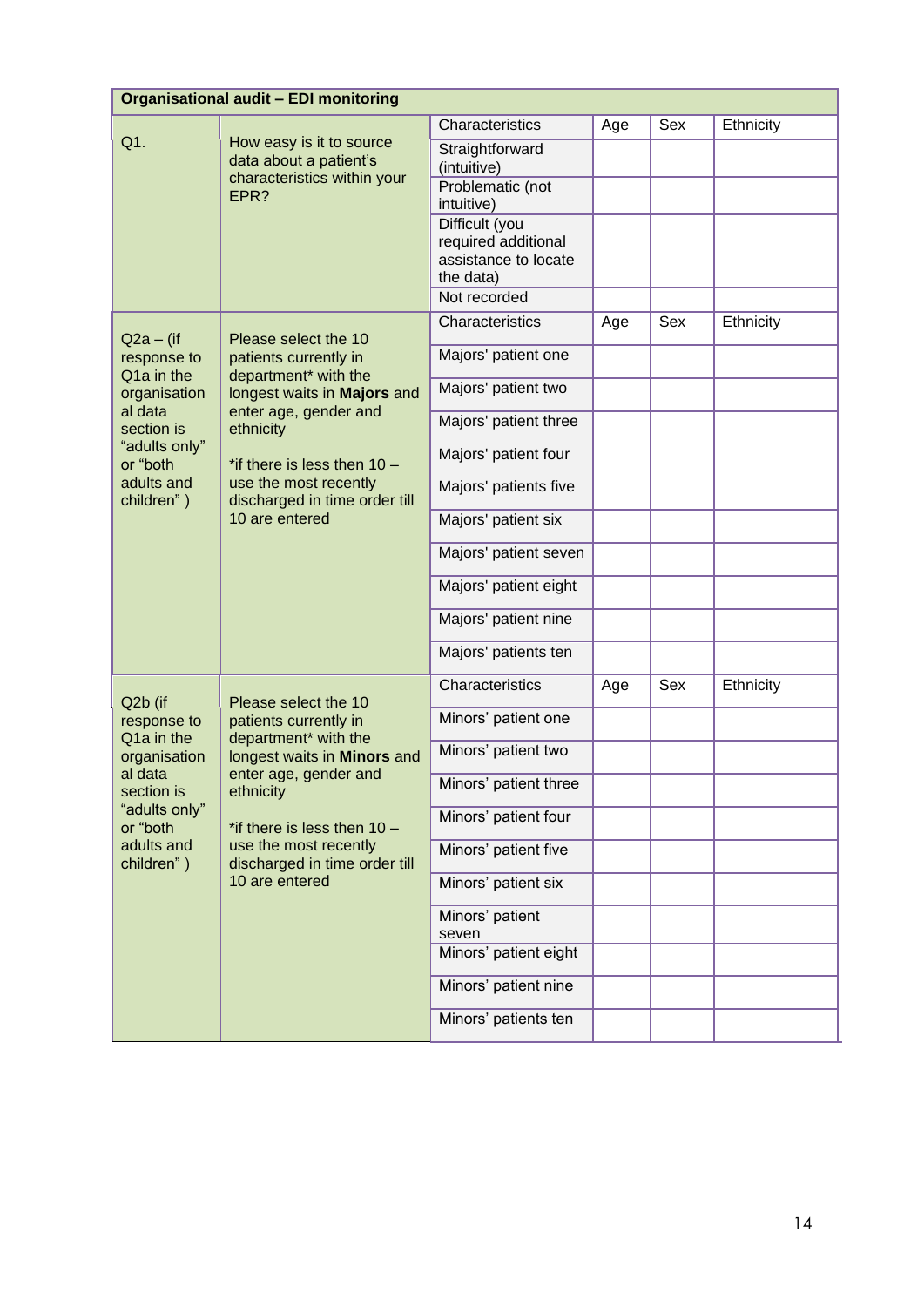| Organisational audit – EDI monitoring | | | | | |
|---|---|---|---|---|---|
| Q1. | How easy is it to source data about a patient's characteristics within your EPR? | Characteristics | Age | Sex | Ethnicity |
| | | Straightforward (intuitive) | | | |
| | | Problematic (not intuitive) | | | |
| | | Difficult (you required additional assistance to locate the data) | | | |
| | | Not recorded | | | |
| Q2a – (if response to Q1a in the organisational data section is "adults only" or "both adults and children" ) | Please select the 10 patients currently in department* with the longest waits in **Majors** and enter age, gender and ethnicity<br><br>*if there is less then 10 – use the most recently discharged in time order till 10 are entered | Characteristics | Age | Sex | Ethnicity |
| | | Majors' patient one | | | |
| | | Majors' patient two | | | |
| | | Majors' patient three | | | |
| | | Majors' patient four | | | |
| | | Majors' patients five | | | |
| | | Majors' patient six | | | |
| | | Majors' patient seven | | | |
| | | Majors' patient eight | | | |
| | | Majors' patient nine | | | |
| | | Majors' patients ten | | | |
| Q2b (if response to Q1a in the organisational data section is "adults only" or "both adults and children" ) | Please select the 10 patients currently in department* with the longest waits in **Minors** and enter age, gender and ethnicity<br><br>*if there is less then 10 – use the most recently discharged in time order till 10 are entered | Characteristics | Age | Sex | Ethnicity |
| | | Minors' patient one | | | |
| | | Minors' patient two | | | |
| | | Minors' patient three | | | |
| | | Minors' patient four | | | |
| | | Minors' patient five | | | |
| | | Minors' patient six | | | |
| | | Minors' patient seven | | | |
| | | Minors' patient eight | | | |
| | | Minors' patient nine | | | |
| | | Minors' patients ten | | | |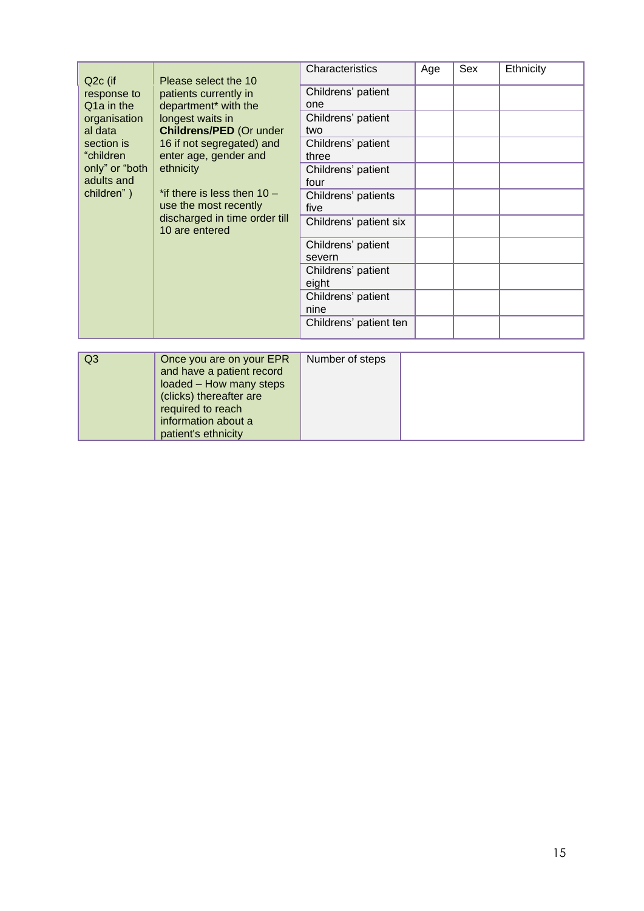| Q2c (if response to Q1a in the organisational data section is "children only" or "both adults and children" ) | Please select the 10 patients currently in department* with the longest waits in **Childrens/PED** (Or under 16 if not segregated) and enter age, gender and ethnicity<br><br>*if there is less then 10 – use the most recently discharged in time order till 10 are entered | Characteristics | Age | Sex | Ethnicity |
|---|---|---|---|---|---|
| | | Childrens' patient one | | | |
| | | Childrens' patient two | | | |
| | | Childrens' patient three | | | |
| | | Childrens' patient four | | | |
| | | Childrens' patients five | | | |
| | | Childrens' patient six | | | |
| | | Childrens' patient severn | | | |
| | | Childrens' patient eight | | | |
| | | Childrens' patient nine | | | |
| | | Childrens' patient ten | | | |

| Q3 | Once you are on your EPR and have a patient record loaded – How many steps (clicks) thereafter are required to reach information about a patient's ethnicity | Number of steps | |
|---|---|---|---|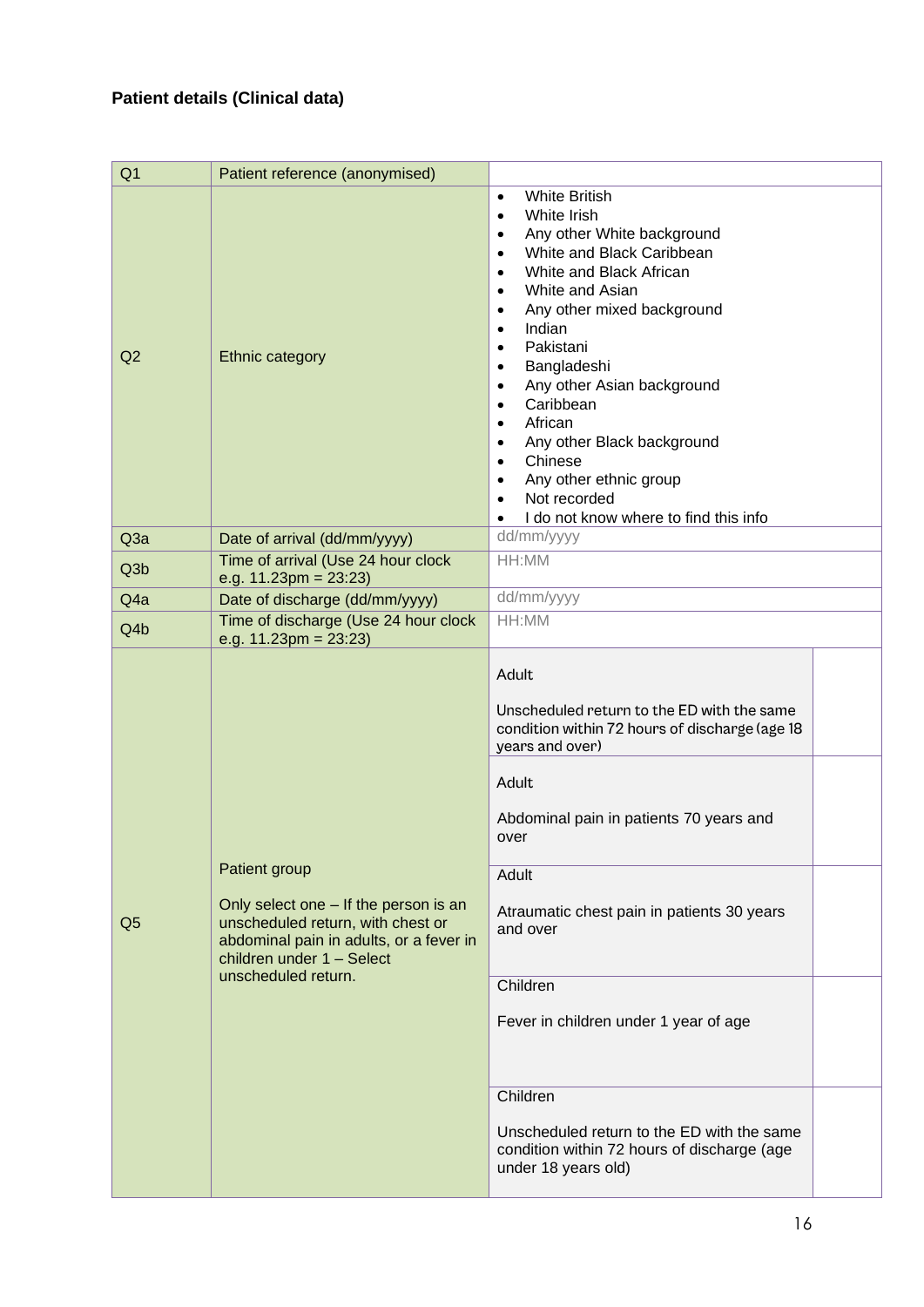**Patient details (Clinical data)**

| | | | |
|---|---|---|---|
| Q1 | Patient reference (anonymised) | | |
| Q2 | Ethnic category | • White British<br>• White Irish<br>• Any other White background<br>• White and Black Caribbean<br>• White and Black African<br>• White and Asian<br>• Any other mixed background<br>• Indian<br>• Pakistani<br>• Bangladeshi<br>• Any other Asian background<br>• Caribbean<br>• African<br>• Any other Black background<br>• Chinese<br>• Any other ethnic group<br>• Not recorded<br>• I do not know where to find this info | |
| Q3a | Date of arrival (dd/mm/yyyy) | dd/mm/yyyy | |
| Q3b | Time of arrival (Use 24 hour clock e.g. 11.23pm = 23:23) | HH:MM | |
| Q4a | Date of discharge (dd/mm/yyyy) | dd/mm/yyyy | |
| Q4b | Time of discharge (Use 24 hour clock e.g. 11.23pm = 23:23) | HH:MM | |
| Q5 | Patient group<br><br>Only select one – If the person is an unscheduled return, with chest or abdominal pain in adults, or a fever in children under 1 – Select unscheduled return. | Adult<br><br>Unscheduled return to the ED with the same condition within 72 hours of discharge (age 18 years and over) | |
| | | Adult<br><br>Abdominal pain in patients 70 years and over | |
| | | Adult<br><br>Atraumatic chest pain in patients 30 years and over | |
| | | Children<br><br>Fever in children under 1 year of age | |
| | | Children<br><br>Unscheduled return to the ED with the same condition within 72 hours of discharge (age under 18 years old) | |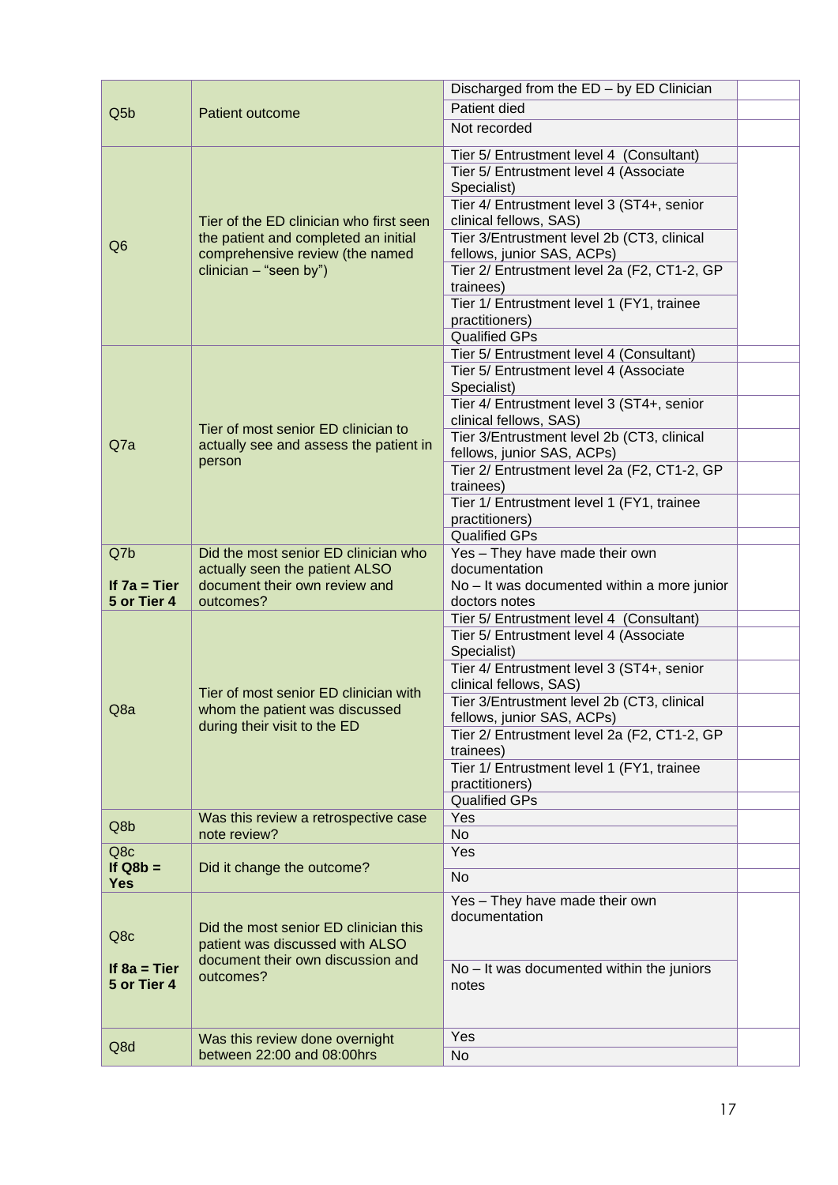| | | | |
|---|---|---|---|
| Q5b | Patient outcome | Discharged from the ED – by ED Clinician | |
| | | Patient died | |
| | | Not recorded | |
| Q6 | Tier of the ED clinician who first seen the patient and completed an initial comprehensive review (the named clinician – "seen by") | Tier 5/ Entrustment level 4 (Consultant) | |
| | | Tier 5/ Entrustment level 4 (Associate Specialist) | |
| | | Tier 4/ Entrustment level 3 (ST4+, senior clinical fellows, SAS) | |
| | | Tier 3/Entrustment level 2b (CT3, clinical fellows, junior SAS, ACPs) | |
| | | Tier 2/ Entrustment level 2a (F2, CT1-2, GP trainees) | |
| | | Tier 1/ Entrustment level 1 (FY1, trainee practitioners) | |
| | | Qualified GPs | |
| Q7a | Tier of most senior ED clinician to actually see and assess the patient in person | Tier 5/ Entrustment level 4 (Consultant) | |
| | | Tier 5/ Entrustment level 4 (Associate Specialist) | |
| | | Tier 4/ Entrustment level 3 (ST4+, senior clinical fellows, SAS) | |
| | | Tier 3/Entrustment level 2b (CT3, clinical fellows, junior SAS, ACPs) | |
| | | Tier 2/ Entrustment level 2a (F2, CT1-2, GP trainees) | |
| | | Tier 1/ Entrustment level 1 (FY1, trainee practitioners) | |
| | | Qualified GPs | |
| Q7b **If 7a = Tier 5 or Tier 4** | Did the most senior ED clinician who actually seen the patient ALSO document their own review and outcomes? | Yes – They have made their own documentation | |
| | | No – It was documented within a more junior doctors notes | |
| Q8a | Tier of most senior ED clinician with whom the patient was discussed during their visit to the ED | Tier 5/ Entrustment level 4 (Consultant) | |
| | | Tier 5/ Entrustment level 4 (Associate Specialist) | |
| | | Tier 4/ Entrustment level 3 (ST4+, senior clinical fellows, SAS) | |
| | | Tier 3/Entrustment level 2b (CT3, clinical fellows, junior SAS, ACPs) | |
| | | Tier 2/ Entrustment level 2a (F2, CT1-2, GP trainees) | |
| | | Tier 1/ Entrustment level 1 (FY1, trainee practitioners) | |
| | | Qualified GPs | |
| Q8b | Was this review a retrospective case note review? | Yes | |
| | | No | |
| Q8c **If Q8b = Yes** | Did it change the outcome? | Yes | |
| | | No | |
| Q8c **If 8a = Tier 5 or Tier 4** | Did the most senior ED clinician this patient was discussed with ALSO document their own discussion and outcomes? | Yes – They have made their own documentation | |
| | | No – It was documented within the juniors notes | |
| Q8d | Was this review done overnight between 22:00 and 08:00hrs | Yes | |
| | | No | |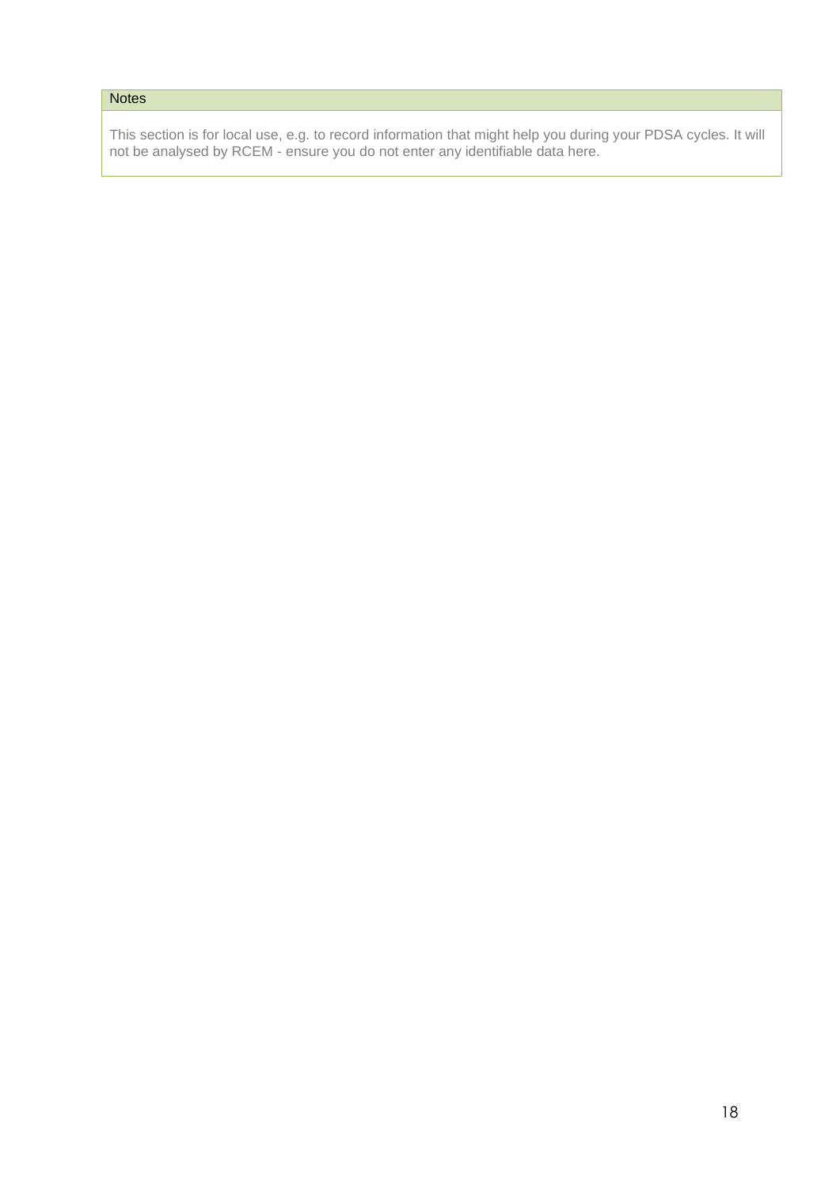| Notes |
| --- |
| This section is for local use, e.g. to record information that might help you during your PDSA cycles. It will not be analysed by RCEM - ensure you do not enter any identifiable data here. |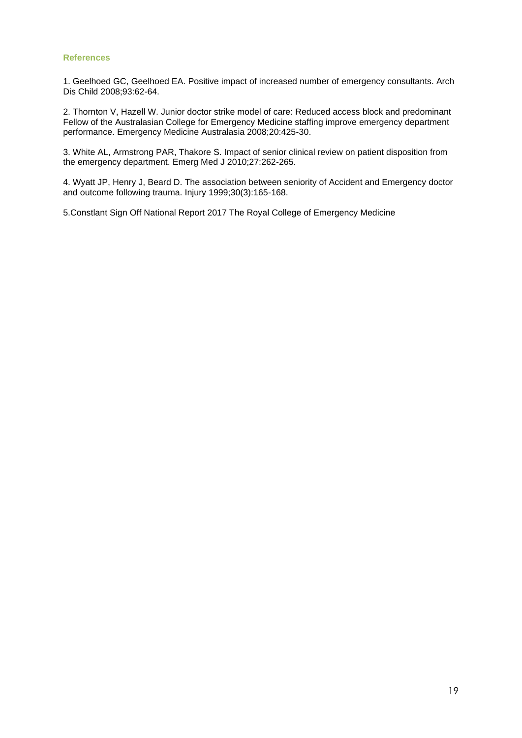### References

1. Geelhoed GC, Geelhoed EA. Positive impact of increased number of emergency consultants. Arch Dis Child 2008;93:62-64.

2. Thornton V, Hazell W. Junior doctor strike model of care: Reduced access block and predominant Fellow of the Australasian College for Emergency Medicine staffing improve emergency department performance. Emergency Medicine Australasia 2008;20:425-30.

3. White AL, Armstrong PAR, Thakore S. Impact of senior clinical review on patient disposition from the emergency department. Emerg Med J 2010;27:262-265.

4. Wyatt JP, Henry J, Beard D. The association between seniority of Accident and Emergency doctor and outcome following trauma. Injury 1999;30(3):165-168.

5.Constlant Sign Off National Report 2017 The Royal College of Emergency Medicine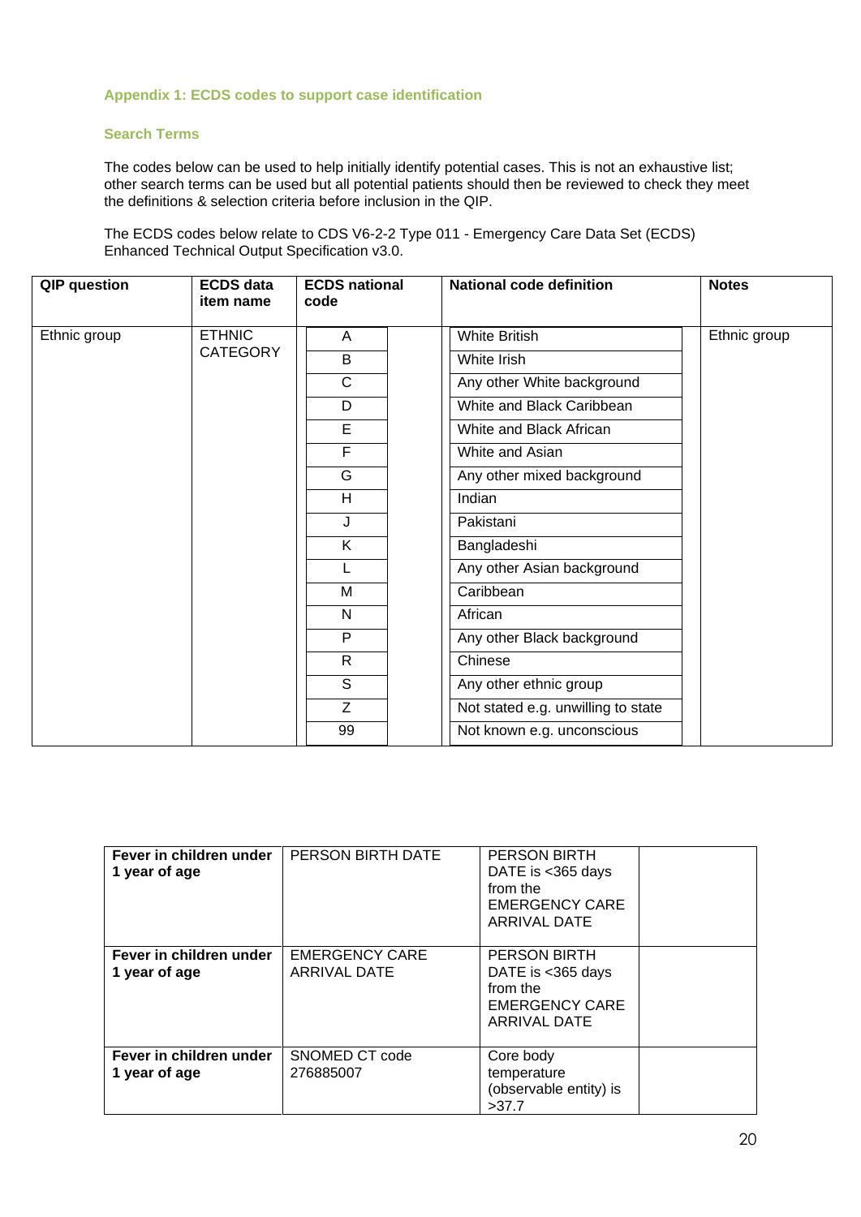### Appendix 1: ECDS codes to support case identification

#### Search Terms

The codes below can be used to help initially identify potential cases. This is not an exhaustive list; other search terms can be used but all potential patients should then be reviewed to check they meet the definitions & selection criteria before inclusion in the QIP.

The ECDS codes below relate to CDS V6-2-2 Type 011 - Emergency Care Data Set (ECDS) Enhanced Technical Output Specification v3.0.

| QIP question | ECDS data item name | ECDS national code | National code definition | Notes |
|---|---|---|---|---|
| Ethnic group | ETHNIC CATEGORY | A | White British | Ethnic group |
| | | B | White Irish | |
| | | C | Any other White background | |
| | | D | White and Black Caribbean | |
| | | E | White and Black African | |
| | | F | White and Asian | |
| | | G | Any other mixed background | |
| | | H | Indian | |
| | | J | Pakistani | |
| | | K | Bangladeshi | |
| | | L | Any other Asian background | |
| | | M | Caribbean | |
| | | N | African | |
| | | P | Any other Black background | |
| | | R | Chinese | |
| | | S | Any other ethnic group | |
| | | Z | Not stated e.g. unwilling to state | |
| | | 99 | Not known e.g. unconscious | |

| | | | |
|---|---|---|---|
| **Fever in children under 1 year of age** | PERSON BIRTH DATE | PERSON BIRTH DATE is <365 days from the EMERGENCY CARE ARRIVAL DATE | |
| **Fever in children under 1 year of age** | EMERGENCY CARE ARRIVAL DATE | PERSON BIRTH DATE is <365 days from the EMERGENCY CARE ARRIVAL DATE | |
| **Fever in children under 1 year of age** | SNOMED CT code 276885007 | Core body temperature (observable entity) is >37.7 | |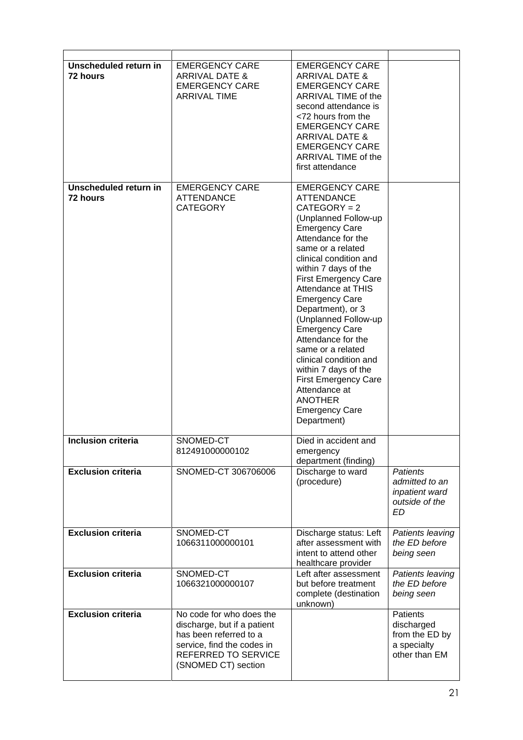| | | | |
|---|---|---|---|
| **Unscheduled return in 72 hours** | EMERGENCY CARE ARRIVAL DATE & EMERGENCY CARE ARRIVAL TIME | EMERGENCY CARE ARRIVAL DATE & EMERGENCY CARE ARRIVAL TIME of the second attendance is <72 hours from the EMERGENCY CARE ARRIVAL DATE & EMERGENCY CARE ARRIVAL TIME of the first attendance | |
| **Unscheduled return in 72 hours** | EMERGENCY CARE ATTENDANCE CATEGORY | EMERGENCY CARE ATTENDANCE CATEGORY = 2 (Unplanned Follow-up Emergency Care Attendance for the same or a related clinical condition and within 7 days of the First Emergency Care Attendance at THIS Emergency Care Department), or 3 (Unplanned Follow-up Emergency Care Attendance for the same or a related clinical condition and within 7 days of the First Emergency Care Attendance at ANOTHER Emergency Care Department) | |
| **Inclusion criteria** | SNOMED-CT 812491000000102 | Died in accident and emergency department (finding) | |
| **Exclusion criteria** | SNOMED-CT 306706006 | Discharge to ward (procedure) | *Patients admitted to an inpatient ward outside of the ED* |
| **Exclusion criteria** | SNOMED-CT 1066311000000101 | Discharge status: Left after assessment with intent to attend other healthcare provider | *Patients leaving the ED before being seen* |
| **Exclusion criteria** | SNOMED-CT 1066321000000107 | Left after assessment but before treatment complete (destination unknown) | *Patients leaving the ED before being seen* |
| **Exclusion criteria** | No code for who does the discharge, but if a patient has been referred to a service, find the codes in REFERRED TO SERVICE (SNOMED CT) section | | Patients discharged from the ED by a specialty other than EM |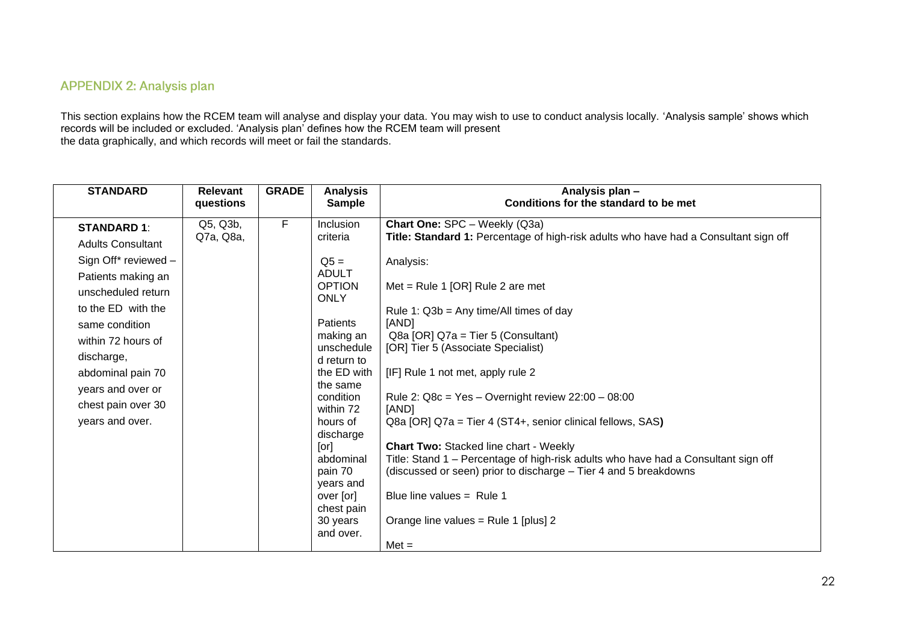## APPENDIX 2: Analysis plan

This section explains how the RCEM team will analyse and display your data. You may wish to use to conduct analysis locally. 'Analysis sample' shows which records will be included or excluded. 'Analysis plan' defines how the RCEM team will present the data graphically, and which records will meet or fail the standards.

| STANDARD | Relevant questions | GRADE | Analysis Sample | Analysis plan – Conditions for the standard to be met |
|---|---|---|---|---|
| **STANDARD 1**: Adults Consultant Sign Off* reviewed – Patients making an unscheduled return to the ED with the same condition within 72 hours of discharge, abdominal pain 70 years and over or chest pain over 30 years and over. | Q5, Q3b, Q7a, Q8a, | F | Inclusion criteria<br><br>Q5 = ADULT OPTION ONLY<br><br>Patients making an unscheduled return to the ED with the same condition within 72 hours of discharge [or] abdominal pain 70 years and over [or] chest pain 30 years and over. | **Chart One:** SPC – Weekly (Q3a)<br>**Title: Standard 1:** Percentage of high-risk adults who have had a Consultant sign off<br><br>Analysis:<br><br>Met = Rule 1 [OR] Rule 2 are met<br><br>Rule 1: Q3b = Any time/All times of day<br>[AND]<br>Q8a [OR] Q7a = Tier 5 (Consultant)<br>[OR] Tier 5 (Associate Specialist)<br><br>[IF] Rule 1 not met, apply rule 2<br><br>Rule 2: Q8c = Yes – Overnight review 22:00 – 08:00<br>[AND]<br>Q8a [OR] Q7a = Tier 4 (ST4+, senior clinical fellows, SAS)<br><br>**Chart Two:** Stacked line chart - Weekly<br>Title: Stand 1 – Percentage of high-risk adults who have had a Consultant sign off (discussed or seen) prior to discharge – Tier 4 and 5 breakdowns<br><br>Blue line values = Rule 1<br><br>Orange line values = Rule 1 [plus] 2<br><br>Met = |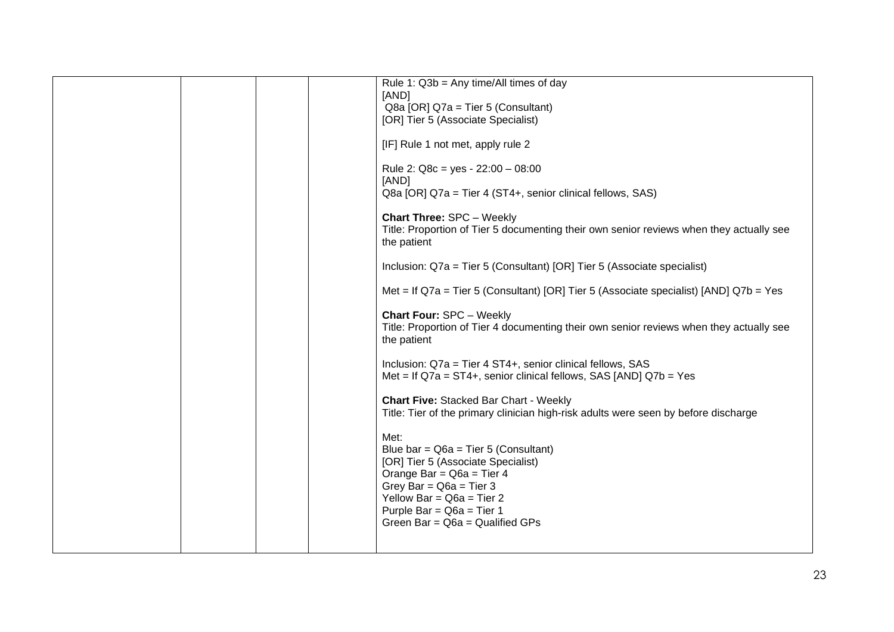| | | | | Rule 1: Q3b = Any time/All times of day<br>[AND]<br>Q8a [OR] Q7a = Tier 5 (Consultant)<br>[OR] Tier 5 (Associate Specialist)<br><br>[IF] Rule 1 not met, apply rule 2<br><br>Rule 2: Q8c = yes - 22:00 – 08:00<br>[AND]<br>Q8a [OR] Q7a = Tier 4 (ST4+, senior clinical fellows, SAS)<br><br>**Chart Three:** SPC – Weekly<br>Title: Proportion of Tier 5 documenting their own senior reviews when they actually see the patient<br><br>Inclusion: Q7a = Tier 5 (Consultant) [OR] Tier 5 (Associate specialist)<br><br>Met = If Q7a = Tier 5 (Consultant) [OR] Tier 5 (Associate specialist) [AND] Q7b = Yes<br><br>**Chart Four:** SPC – Weekly<br>Title: Proportion of Tier 4 documenting their own senior reviews when they actually see the patient<br><br>Inclusion: Q7a = Tier 4 ST4+, senior clinical fellows, SAS<br>Met = If Q7a = ST4+, senior clinical fellows, SAS [AND] Q7b = Yes<br><br>**Chart Five:** Stacked Bar Chart - Weekly<br>Title: Tier of the primary clinician high-risk adults were seen by before discharge<br><br>Met:<br>Blue bar = Q6a = Tier 5 (Consultant)<br>[OR] Tier 5 (Associate Specialist)<br>Orange Bar = Q6a = Tier 4<br>Grey Bar = Q6a = Tier 3<br>Yellow Bar = Q6a = Tier 2<br>Purple Bar = Q6a = Tier 1<br>Green Bar = Q6a = Qualified GPs |
|---|---|---|---|---|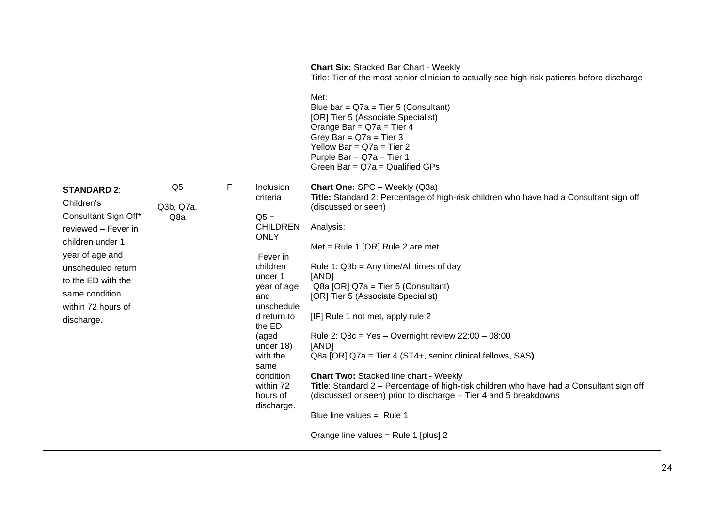| | | | | |
|---|---|---|---|---|
| | | | | **Chart Six:** Stacked Bar Chart - Weekly<br>Title: Tier of the most senior clinician to actually see high-risk patients before discharge<br><br>Met:<br>Blue bar = Q7a = Tier 5 (Consultant)<br>[OR] Tier 5 (Associate Specialist)<br>Orange Bar = Q7a = Tier 4<br>Grey Bar = Q7a = Tier 3<br>Yellow Bar = Q7a = Tier 2<br>Purple Bar = Q7a = Tier 1<br>Green Bar = Q7a = Qualified GPs |
| **STANDARD 2**: Children's Consultant Sign Off* reviewed – Fever in children under 1 year of age and unscheduled return to the ED with the same condition within 72 hours of discharge. | Q5<br><br>Q3b, Q7a, Q8a | F | Inclusion criteria<br><br>Q5 = CHILDREN ONLY<br><br>Fever in children under 1 year of age and unscheduled return to the ED (aged under 18) with the same condition within 72 hours of discharge. | **Chart One:** SPC – Weekly (Q3a)<br>**Title:** Standard 2: Percentage of high-risk children who have had a Consultant sign off (discussed or seen)<br><br>Analysis:<br><br>Met = Rule 1 [OR] Rule 2 are met<br><br>Rule 1: Q3b = Any time/All times of day<br>[AND]<br>Q8a [OR] Q7a = Tier 5 (Consultant)<br>[OR] Tier 5 (Associate Specialist)<br><br>[IF] Rule 1 not met, apply rule 2<br><br>Rule 2: Q8c = Yes – Overnight review 22:00 – 08:00<br>[AND]<br>Q8a [OR] Q7a = Tier 4 (ST4+, senior clinical fellows, SAS**)**<br><br>**Chart Two:** Stacked line chart - Weekly<br>**Title**: Standard 2 – Percentage of high-risk children who have had a Consultant sign off (discussed or seen) prior to discharge – Tier 4 and 5 breakdowns<br><br>Blue line values = Rule 1<br><br>Orange line values = Rule 1 [plus] 2 |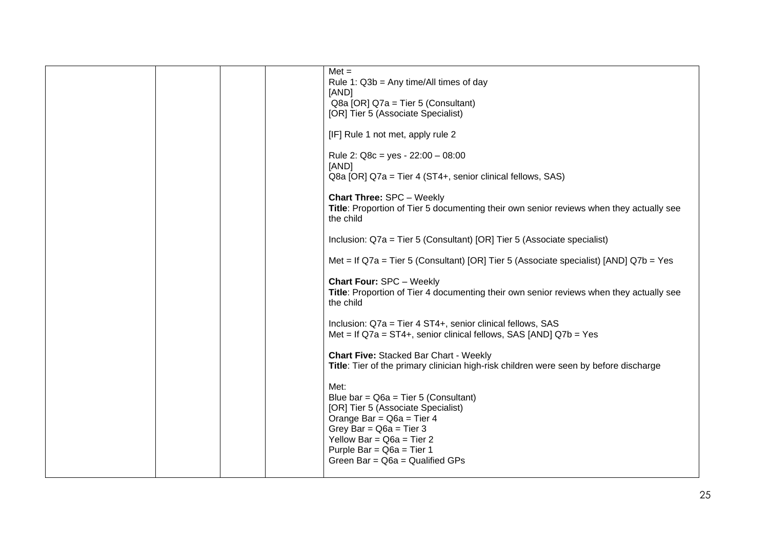| | | | | Met =<br>Rule 1: Q3b = Any time/All times of day<br>[AND]<br>Q8a [OR] Q7a = Tier 5 (Consultant)<br>[OR] Tier 5 (Associate Specialist)<br><br>[IF] Rule 1 not met, apply rule 2<br><br>Rule 2: Q8c = yes - 22:00 – 08:00<br>[AND]<br>Q8a [OR] Q7a = Tier 4 (ST4+, senior clinical fellows, SAS)<br><br>**Chart Three:** SPC – Weekly<br>**Title**: Proportion of Tier 5 documenting their own senior reviews when they actually see the child<br><br>Inclusion: Q7a = Tier 5 (Consultant) [OR] Tier 5 (Associate specialist)<br><br>Met = If Q7a = Tier 5 (Consultant) [OR] Tier 5 (Associate specialist) [AND] Q7b = Yes<br><br>**Chart Four:** SPC – Weekly<br>**Title**: Proportion of Tier 4 documenting their own senior reviews when they actually see the child<br><br>Inclusion: Q7a = Tier 4 ST4+, senior clinical fellows, SAS<br>Met = If Q7a = ST4+, senior clinical fellows, SAS [AND] Q7b = Yes<br><br>**Chart Five:** Stacked Bar Chart - Weekly<br>**Title**: Tier of the primary clinician high-risk children were seen by before discharge<br><br>Met:<br>Blue bar = Q6a = Tier 5 (Consultant)<br>[OR] Tier 5 (Associate Specialist)<br>Orange Bar = Q6a = Tier 4<br>Grey Bar = Q6a = Tier 3<br>Yellow Bar = Q6a = Tier 2<br>Purple Bar = Q6a = Tier 1<br>Green Bar = Q6a = Qualified GPs |
|---|---|---|---|---|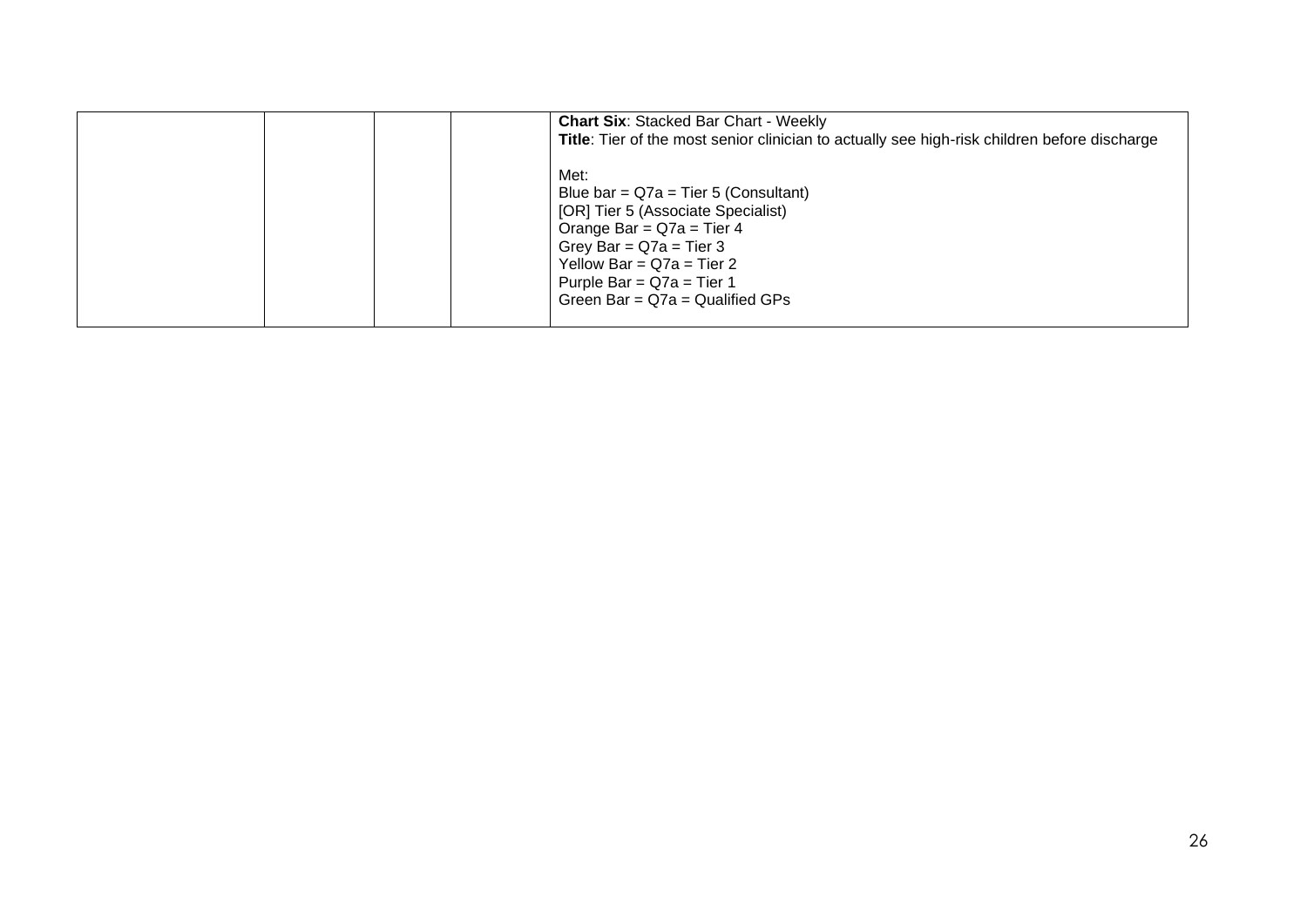| | | | | |
|---|---|---|---|---|
| | | | | **Chart Six**: Stacked Bar Chart - Weekly<br>**Title**: Tier of the most senior clinician to actually see high-risk children before discharge<br><br>Met:<br>Blue bar = Q7a = Tier 5 (Consultant)<br>[OR] Tier 5 (Associate Specialist)<br>Orange Bar = Q7a = Tier 4<br>Grey Bar = Q7a = Tier 3<br>Yellow Bar = Q7a = Tier 2<br>Purple Bar = Q7a = Tier 1<br>Green Bar = Q7a = Qualified GPs |